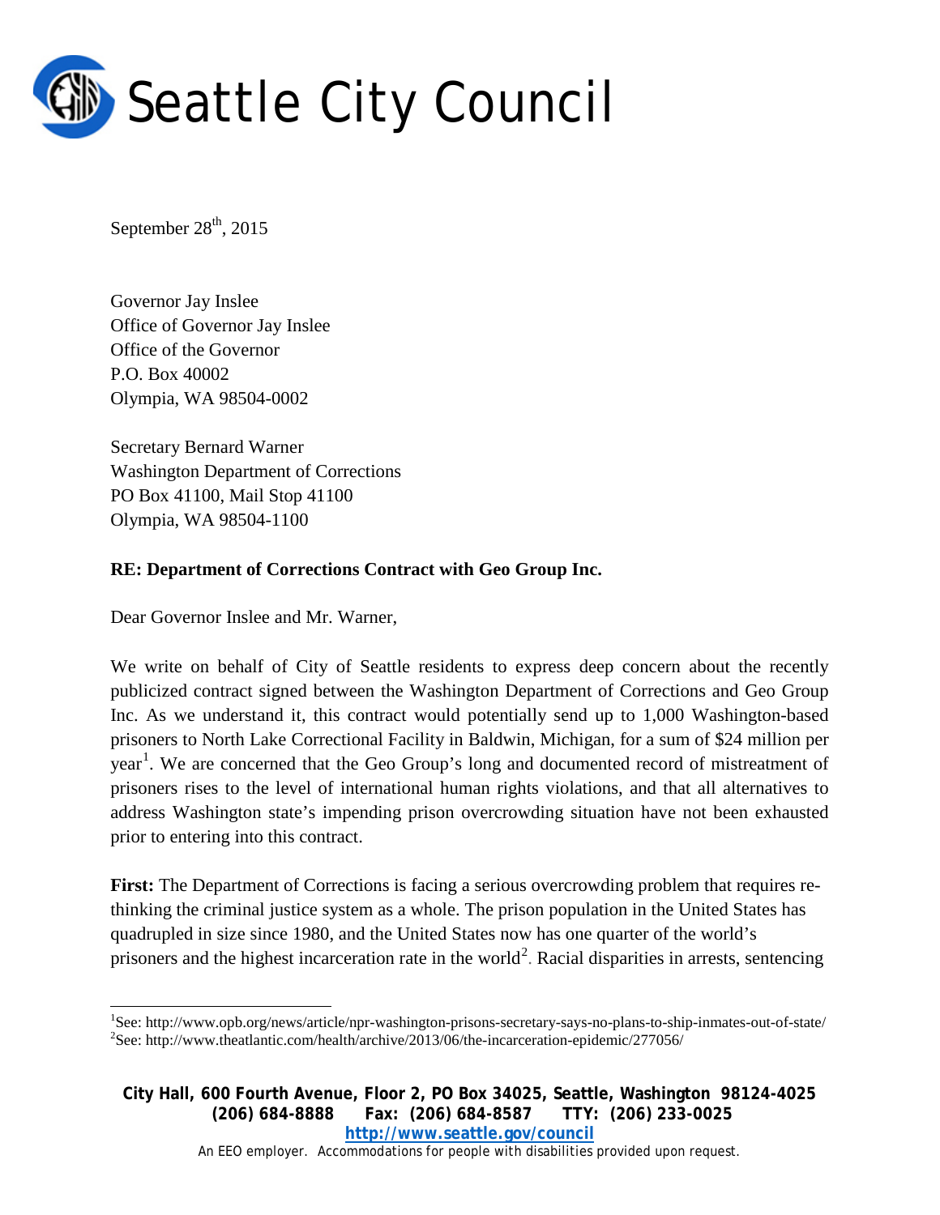# Seattle City Council

September 28th, 2015

Governor Jay Inslee
Office of Governor Jay Inslee
Office of the Governor
P.O. Box 40002
Olympia, WA 98504-0002

Secretary Bernard Warner
Washington Department of Corrections
PO Box 41100, Mail Stop 41100
Olympia, WA 98504-1100

**RE: Department of Corrections Contract with Geo Group Inc.**

Dear Governor Inslee and Mr. Warner,

We write on behalf of City of Seattle residents to express deep concern about the recently publicized contract signed between the Washington Department of Corrections and Geo Group Inc. As we understand it, this contract would potentially send up to 1,000 Washington-based prisoners to North Lake Correctional Facility in Baldwin, Michigan, for a sum of $24 million per year[1]. We are concerned that the Geo Group's long and documented record of mistreatment of prisoners rises to the level of international human rights violations, and that all alternatives to address Washington state's impending prison overcrowding situation have not been exhausted prior to entering into this contract.

**First:** The Department of Corrections is facing a serious overcrowding problem that requires re-thinking the criminal justice system as a whole. The prison population in the United States has quadrupled in size since 1980, and the United States now has one quarter of the world's prisoners and the highest incarceration rate in the world[2]. Racial disparities in arrests, sentencing

---

[1] See: http://www.opb.org/news/article/npr-washington-prisons-secretary-says-no-plans-to-ship-inmates-out-of-state/

[2] See: http://www.theatlantic.com/health/archive/2013/06/the-incarceration-epidemic/277056/

**City Hall, 600 Fourth Avenue, Floor 2, PO Box 34025, Seattle, Washington 98124-4025**
**(206) 684-8888 Fax: (206) 684-8587 TTY: (206) 233-0025**
**http://www.seattle.gov/council**
An EEO employer. Accommodations for people with disabilities provided upon request.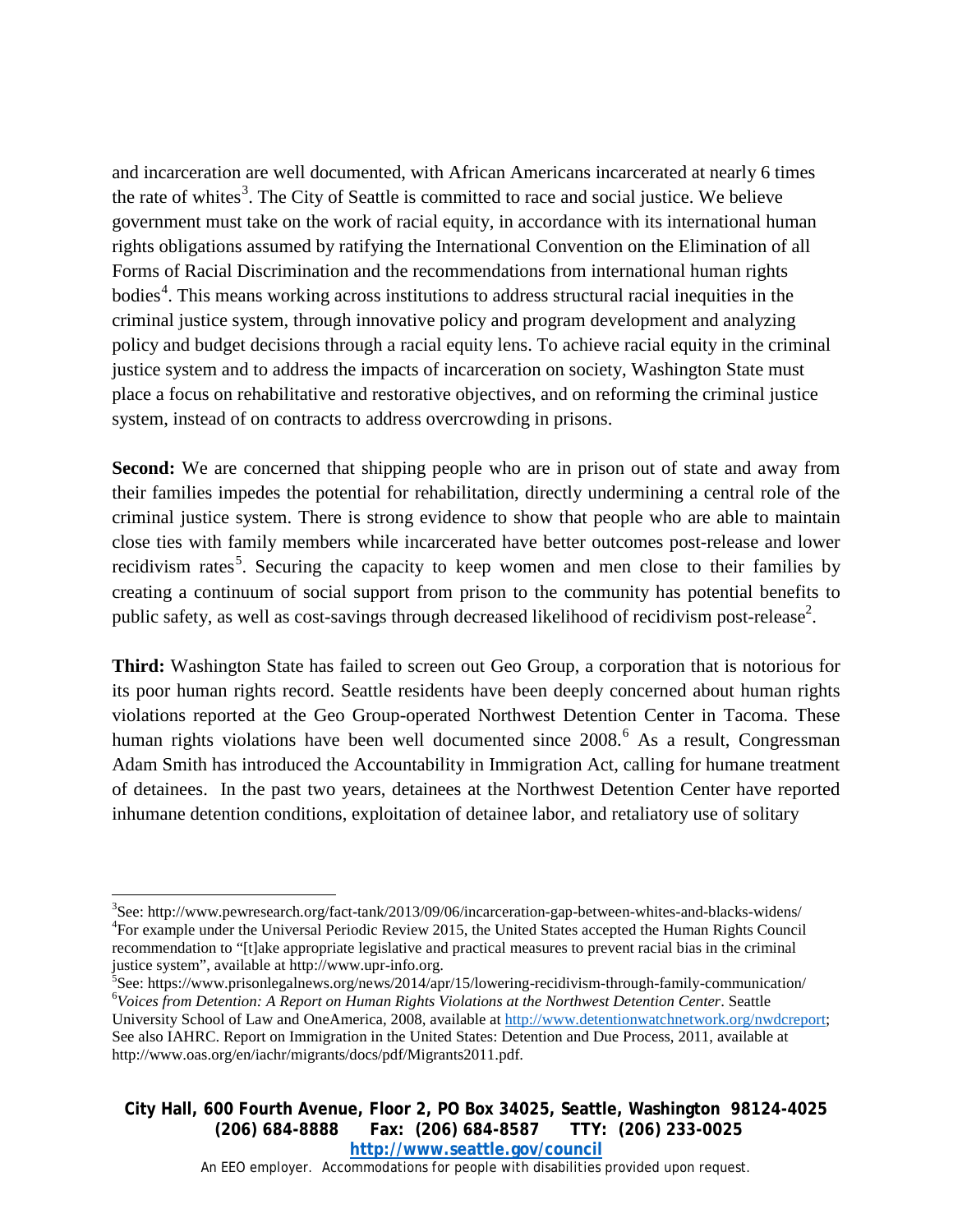and incarceration are well documented, with African Americans incarcerated at nearly 6 times the rate of whites[3]. The City of Seattle is committed to race and social justice. We believe government must take on the work of racial equity, in accordance with its international human rights obligations assumed by ratifying the International Convention on the Elimination of all Forms of Racial Discrimination and the recommendations from international human rights bodies[4]. This means working across institutions to address structural racial inequities in the criminal justice system, through innovative policy and program development and analyzing policy and budget decisions through a racial equity lens. To achieve racial equity in the criminal justice system and to address the impacts of incarceration on society, Washington State must place a focus on rehabilitative and restorative objectives, and on reforming the criminal justice system, instead of on contracts to address overcrowding in prisons.

**Second:** We are concerned that shipping people who are in prison out of state and away from their families impedes the potential for rehabilitation, directly undermining a central role of the criminal justice system. There is strong evidence to show that people who are able to maintain close ties with family members while incarcerated have better outcomes post-release and lower recidivism rates[5]. Securing the capacity to keep women and men close to their families by creating a continuum of social support from prison to the community has potential benefits to public safety, as well as cost-savings through decreased likelihood of recidivism post-release[2].

**Third:** Washington State has failed to screen out Geo Group, a corporation that is notorious for its poor human rights record. Seattle residents have been deeply concerned about human rights violations reported at the Geo Group-operated Northwest Detention Center in Tacoma. These human rights violations have been well documented since 2008.[6] As a result, Congressman Adam Smith has introduced the Accountability in Immigration Act, calling for humane treatment of detainees. In the past two years, detainees at the Northwest Detention Center have reported inhumane detention conditions, exploitation of detainee labor, and retaliatory use of solitary

---

[3] See: http://www.pewresearch.org/fact-tank/2013/09/06/incarceration-gap-between-whites-and-blacks-widens/

[4] For example under the Universal Periodic Review 2015, the United States accepted the Human Rights Council recommendation to "[t]ake appropriate legislative and practical measures to prevent racial bias in the criminal justice system", available at http://www.upr-info.org.

[5] See: https://www.prisonlegalnews.org/news/2014/apr/15/lowering-recidivism-through-family-communication/

[6] *Voices from Detention: A Report on Human Rights Violations at the Northwest Detention Center*. Seattle University School of Law and OneAmerica, 2008, available at http://www.detentionwatchnetwork.org/nwdcreport; See also IAHRC. Report on Immigration in the United States: Detention and Due Process, 2011, available at http://www.oas.org/en/iachr/migrants/docs/pdf/Migrants2011.pdf.

**City Hall, 600 Fourth Avenue, Floor 2, PO Box 34025, Seattle, Washington 98124-4025**
**(206) 684-8888 Fax: (206) 684-8587 TTY: (206) 233-0025**
**http://www.seattle.gov/council**
An EEO employer. Accommodations for people with disabilities provided upon request.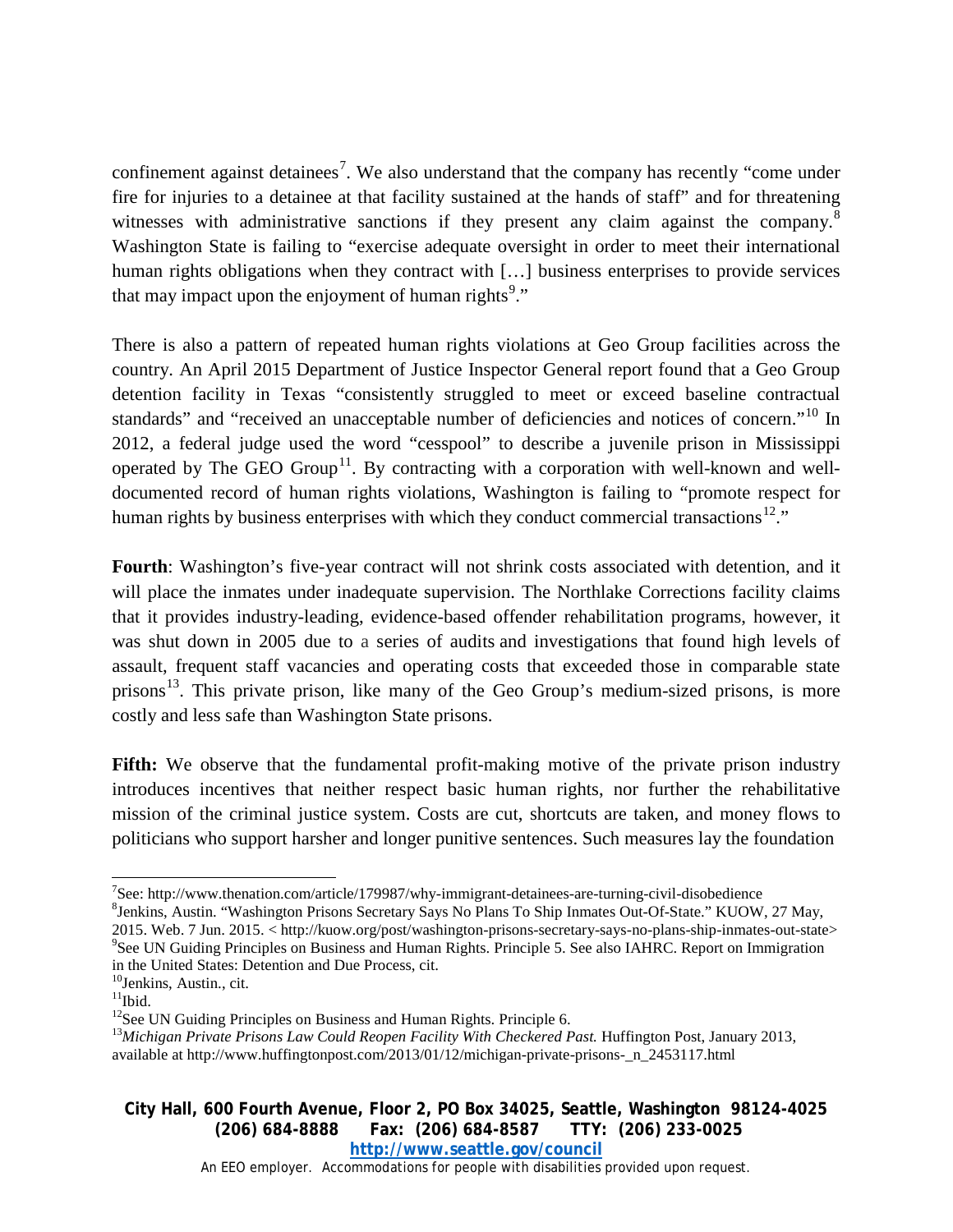confinement against detainees[7]. We also understand that the company has recently "come under fire for injuries to a detainee at that facility sustained at the hands of staff" and for threatening witnesses with administrative sanctions if they present any claim against the company.[8] Washington State is failing to "exercise adequate oversight in order to meet their international human rights obligations when they contract with […] business enterprises to provide services that may impact upon the enjoyment of human rights[9]."

There is also a pattern of repeated human rights violations at Geo Group facilities across the country. An April 2015 Department of Justice Inspector General report found that a Geo Group detention facility in Texas "consistently struggled to meet or exceed baseline contractual standards" and "received an unacceptable number of deficiencies and notices of concern."[10] In 2012, a federal judge used the word "cesspool" to describe a juvenile prison in Mississippi operated by The GEO Group[11]. By contracting with a corporation with well-known and well-documented record of human rights violations, Washington is failing to "promote respect for human rights by business enterprises with which they conduct commercial transactions[12]."

**Fourth**: Washington's five-year contract will not shrink costs associated with detention, and it will place the inmates under inadequate supervision. The Northlake Corrections facility claims that it provides industry-leading, evidence-based offender rehabilitation programs, however, it was shut down in 2005 due to a series of audits and investigations that found high levels of assault, frequent staff vacancies and operating costs that exceeded those in comparable state prisons[13]. This private prison, like many of the Geo Group's medium-sized prisons, is more costly and less safe than Washington State prisons.

**Fifth:** We observe that the fundamental profit-making motive of the private prison industry introduces incentives that neither respect basic human rights, nor further the rehabilitative mission of the criminal justice system. Costs are cut, shortcuts are taken, and money flows to politicians who support harsher and longer punitive sentences. Such measures lay the foundation

---

[7] See: http://www.thenation.com/article/179987/why-immigrant-detainees-are-turning-civil-disobedience

[8] Jenkins, Austin. "Washington Prisons Secretary Says No Plans To Ship Inmates Out-Of-State." KUOW, 27 May, 2015. Web. 7 Jun. 2015. < http://kuow.org/post/washington-prisons-secretary-says-no-plans-ship-inmates-out-state>

[9] See UN Guiding Principles on Business and Human Rights. Principle 5. See also IAHRC. Report on Immigration in the United States: Detention and Due Process, cit.

[10] Jenkins, Austin., cit.

[11] Ibid.

[12] See UN Guiding Principles on Business and Human Rights. Principle 6.

[13] *Michigan Private Prisons Law Could Reopen Facility With Checkered Past.* Huffington Post, January 2013, available at http://www.huffingtonpost.com/2013/01/12/michigan-private-prisons-_n_2453117.html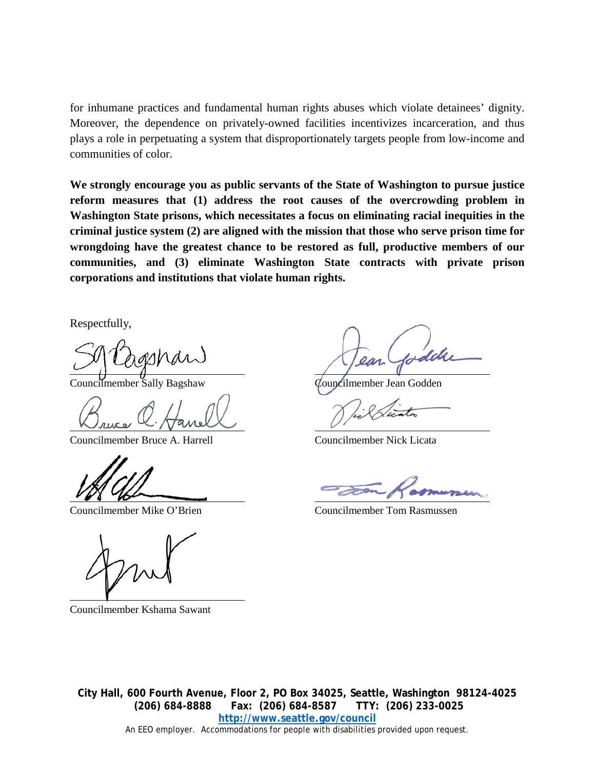for inhumane practices and fundamental human rights abuses which violate detainees' dignity. Moreover, the dependence on privately-owned facilities incentivizes incarceration, and thus plays a role in perpetuating a system that disproportionately targets people from low-income and communities of color.

**We strongly encourage you as public servants of the State of Washington to pursue justice reform measures that (1) address the root causes of the overcrowding problem in Washington State prisons, which necessitates a focus on eliminating racial inequities in the criminal justice system (2) are aligned with the mission that those who serve prison time for wrongdoing have the greatest chance to be restored as full, productive members of our communities, and (3) eliminate Washington State contracts with private prison corporations and institutions that violate human rights.**

Respectfully,

Councilmember Sally Bagshaw

Councilmember Jean Godden

Councilmember Bruce A. Harrell

Councilmember Nick Licata

Councilmember Mike O'Brien

Councilmember Tom Rasmussen

Councilmember Kshama Sawant

**City Hall, 600 Fourth Avenue, Floor 2, PO Box 34025, Seattle, Washington 98124-4025**
**(206) 684-8888 Fax: (206) 684-8587 TTY: (206) 233-0025**
**http://www.seattle.gov/council**
An EEO employer. Accommodations for people with disabilities provided upon request.